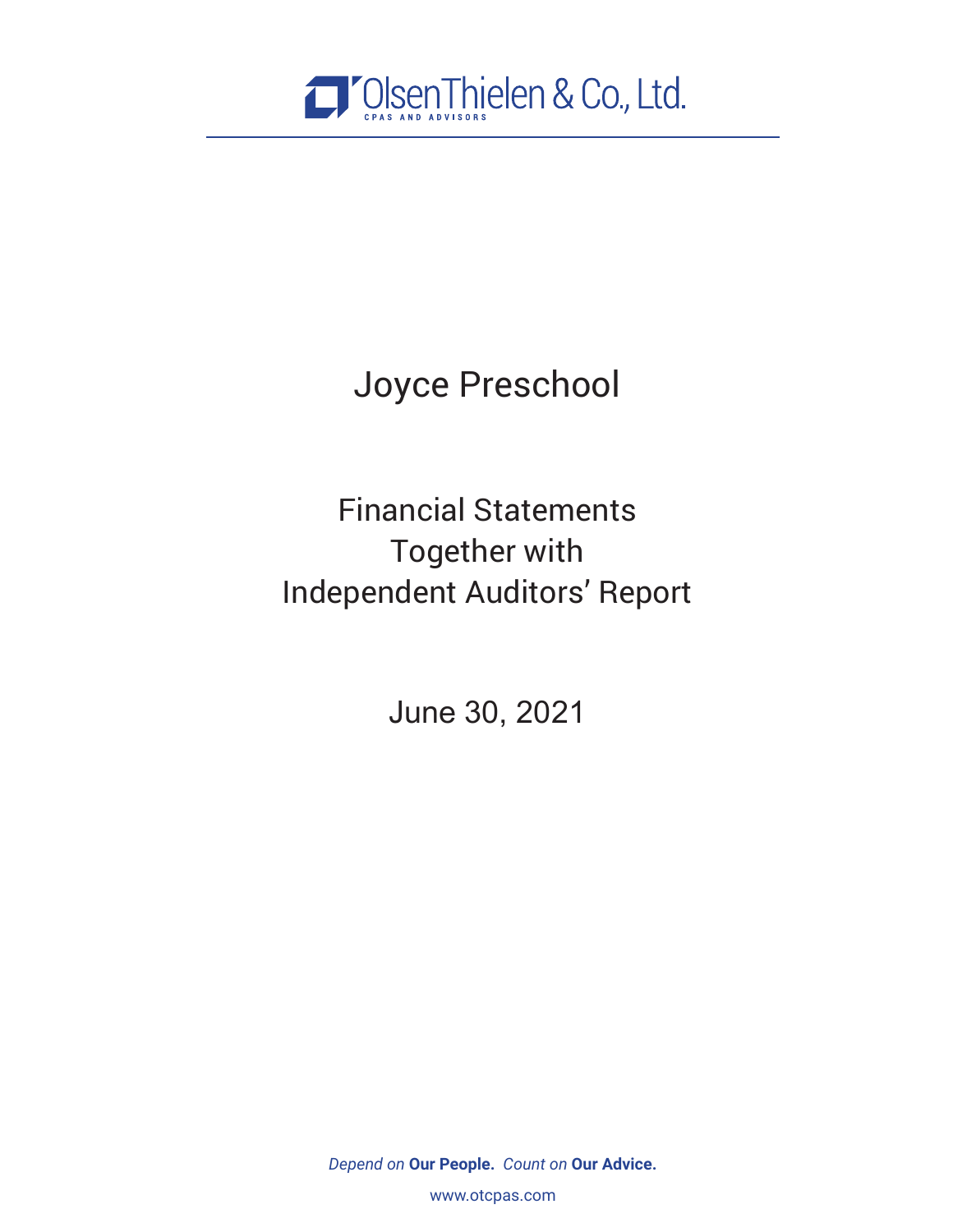OlsenThielen & Co., Ltd.

CPAS AND ADVISORS

# Joyce Preschool

## Financial Statements
## Together with
## Independent Auditors' Report

June 30, 2021

*Depend on* **Our People.** *Count on* **Our Advice.**

www.otcpas.com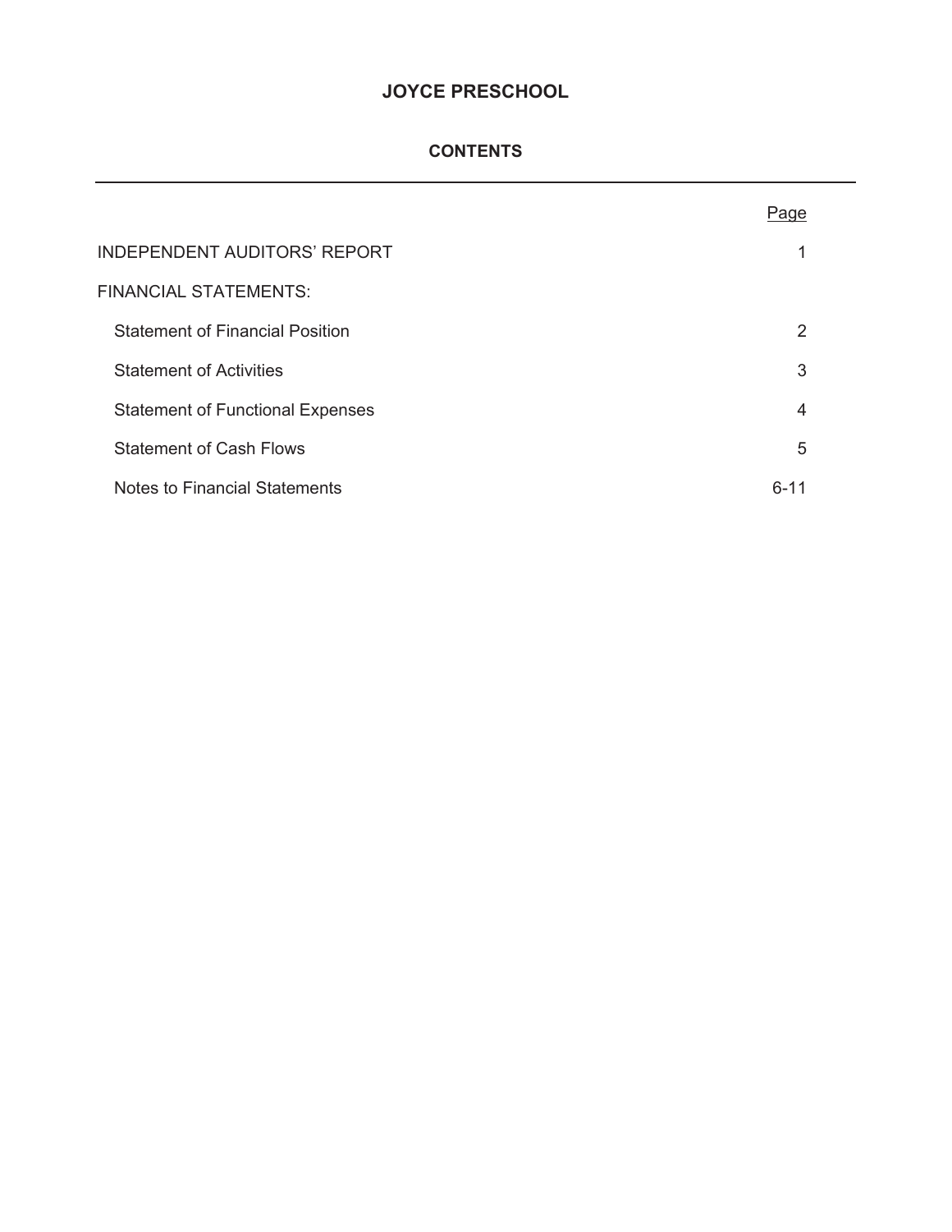# JOYCE PRESCHOOL

## CONTENTS

| | Page |
|---|---|
| INDEPENDENT AUDITORS' REPORT | 1 |
| FINANCIAL STATEMENTS: | |
| Statement of Financial Position | 2 |
| Statement of Activities | 3 |
| Statement of Functional Expenses | 4 |
| Statement of Cash Flows | 5 |
| Notes to Financial Statements | 6-11 |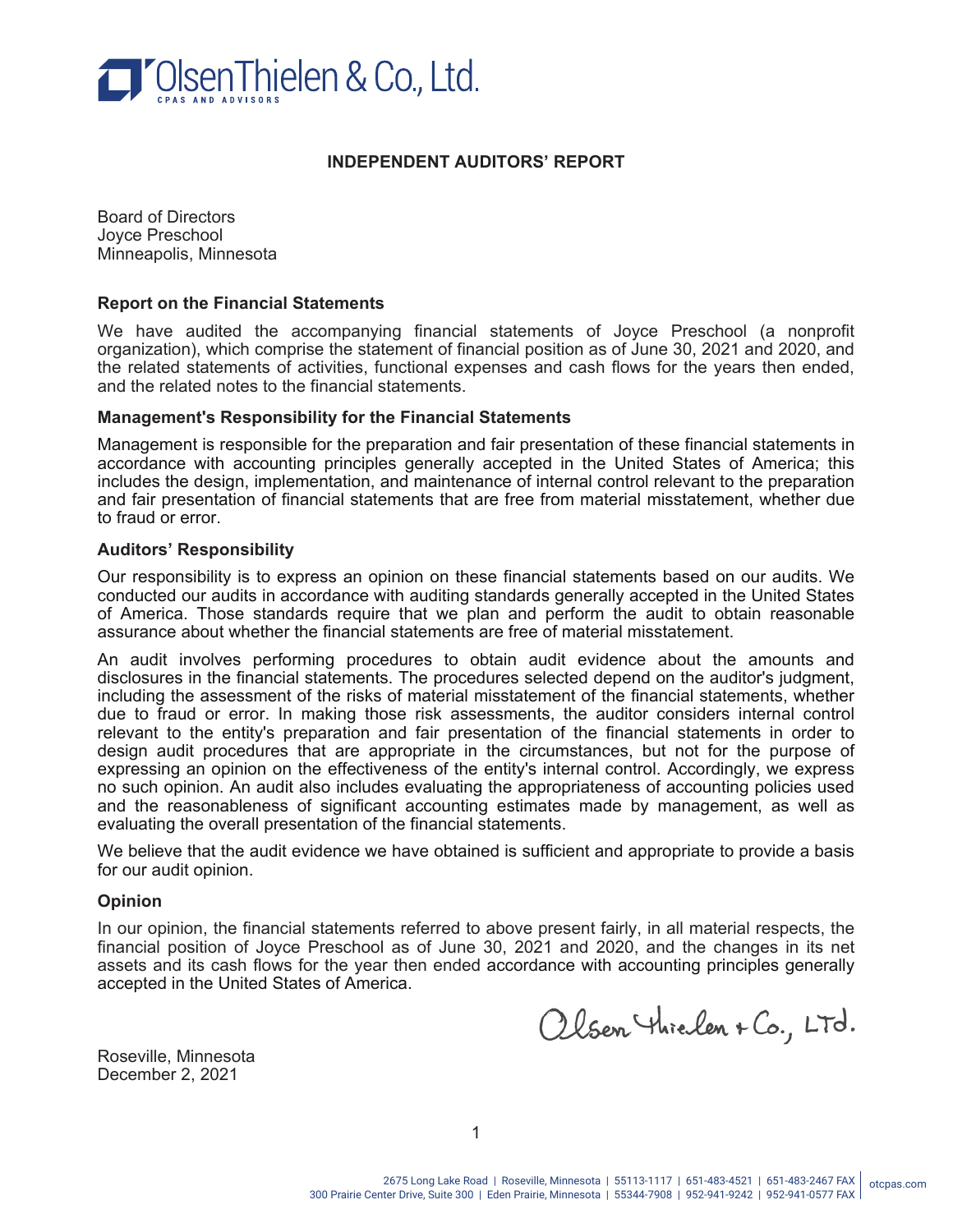OlsenThielen & Co., Ltd.
CPAS AND ADVISORS

# INDEPENDENT AUDITORS' REPORT

Board of Directors
Joyce Preschool
Minneapolis, Minnesota

## Report on the Financial Statements

We have audited the accompanying financial statements of Joyce Preschool (a nonprofit organization), which comprise the statement of financial position as of June 30, 2021 and 2020, and the related statements of activities, functional expenses and cash flows for the years then ended, and the related notes to the financial statements.

## Management's Responsibility for the Financial Statements

Management is responsible for the preparation and fair presentation of these financial statements in accordance with accounting principles generally accepted in the United States of America; this includes the design, implementation, and maintenance of internal control relevant to the preparation and fair presentation of financial statements that are free from material misstatement, whether due to fraud or error.

## Auditors' Responsibility

Our responsibility is to express an opinion on these financial statements based on our audits. We conducted our audits in accordance with auditing standards generally accepted in the United States of America. Those standards require that we plan and perform the audit to obtain reasonable assurance about whether the financial statements are free of material misstatement.

An audit involves performing procedures to obtain audit evidence about the amounts and disclosures in the financial statements. The procedures selected depend on the auditor's judgment, including the assessment of the risks of material misstatement of the financial statements, whether due to fraud or error. In making those risk assessments, the auditor considers internal control relevant to the entity's preparation and fair presentation of the financial statements in order to design audit procedures that are appropriate in the circumstances, but not for the purpose of expressing an opinion on the effectiveness of the entity's internal control. Accordingly, we express no such opinion. An audit also includes evaluating the appropriateness of accounting policies used and the reasonableness of significant accounting estimates made by management, as well as evaluating the overall presentation of the financial statements.

We believe that the audit evidence we have obtained is sufficient and appropriate to provide a basis for our audit opinion.

## Opinion

In our opinion, the financial statements referred to above present fairly, in all material respects, the financial position of Joyce Preschool as of June 30, 2021 and 2020, and the changes in its net assets and its cash flows for the year then ended accordance with accounting principles generally accepted in the United States of America.

Olsen Thielen & Co., Ltd.

Roseville, Minnesota
December 2, 2021

2675 Long Lake Road | Roseville, Minnesota | 55113-1117 | 651-483-4521 | 651-483-2467 FAX | otcpas.com
300 Prairie Center Drive, Suite 300 | Eden Prairie, Minnesota | 55344-7908 | 952-941-9242 | 952-941-0577 FAX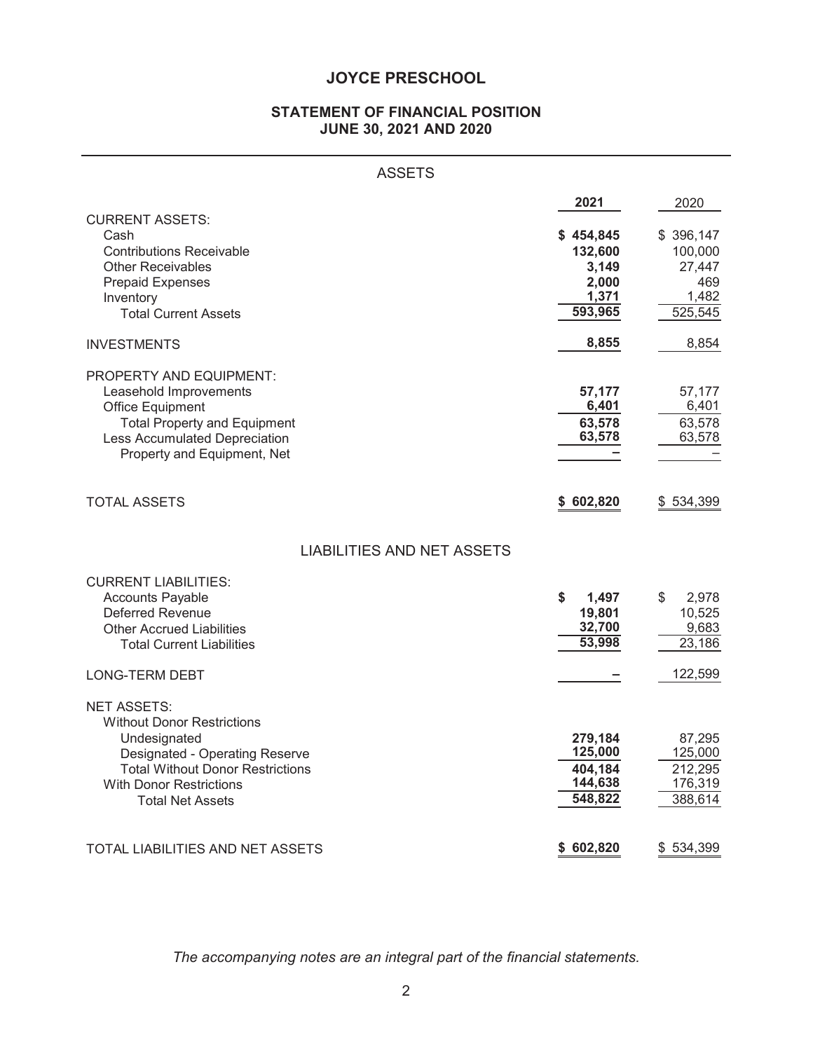# JOYCE PRESCHOOL

## STATEMENT OF FINANCIAL POSITION
## JUNE 30, 2021 AND 2020

### ASSETS

| | 2021 | 2020 |
|---|---|---|
| CURRENT ASSETS: | | |
| Cash | $ 454,845 | $ 396,147 |
| Contributions Receivable | 132,600 | 100,000 |
| Other Receivables | 3,149 | 27,447 |
| Prepaid Expenses | 2,000 | 469 |
| Inventory | 1,371 | 1,482 |
| Total Current Assets | 593,965 | 525,545 |
| INVESTMENTS | 8,855 | 8,854 |
| PROPERTY AND EQUIPMENT: | | |
| Leasehold Improvements | 57,177 | 57,177 |
| Office Equipment | 6,401 | 6,401 |
| Total Property and Equipment | 63,578 | 63,578 |
| Less Accumulated Depreciation | 63,578 | 63,578 |
| Property and Equipment, Net | – | – |
| TOTAL ASSETS | $ 602,820 | $ 534,399 |

### LIABILITIES AND NET ASSETS

| | 2021 | 2020 |
|---|---|---|
| CURRENT LIABILITIES: | | |
| Accounts Payable | $ 1,497 | $ 2,978 |
| Deferred Revenue | 19,801 | 10,525 |
| Other Accrued Liabilities | 32,700 | 9,683 |
| Total Current Liabilities | 53,998 | 23,186 |
| LONG-TERM DEBT | – | 122,599 |
| NET ASSETS: | | |
| Without Donor Restrictions | | |
| Undesignated | 279,184 | 87,295 |
| Designated - Operating Reserve | 125,000 | 125,000 |
| Total Without Donor Restrictions | 404,184 | 212,295 |
| With Donor Restrictions | 144,638 | 176,319 |
| Total Net Assets | 548,822 | 388,614 |
| TOTAL LIABILITIES AND NET ASSETS | $ 602,820 | $ 534,399 |

*The accompanying notes are an integral part of the financial statements.*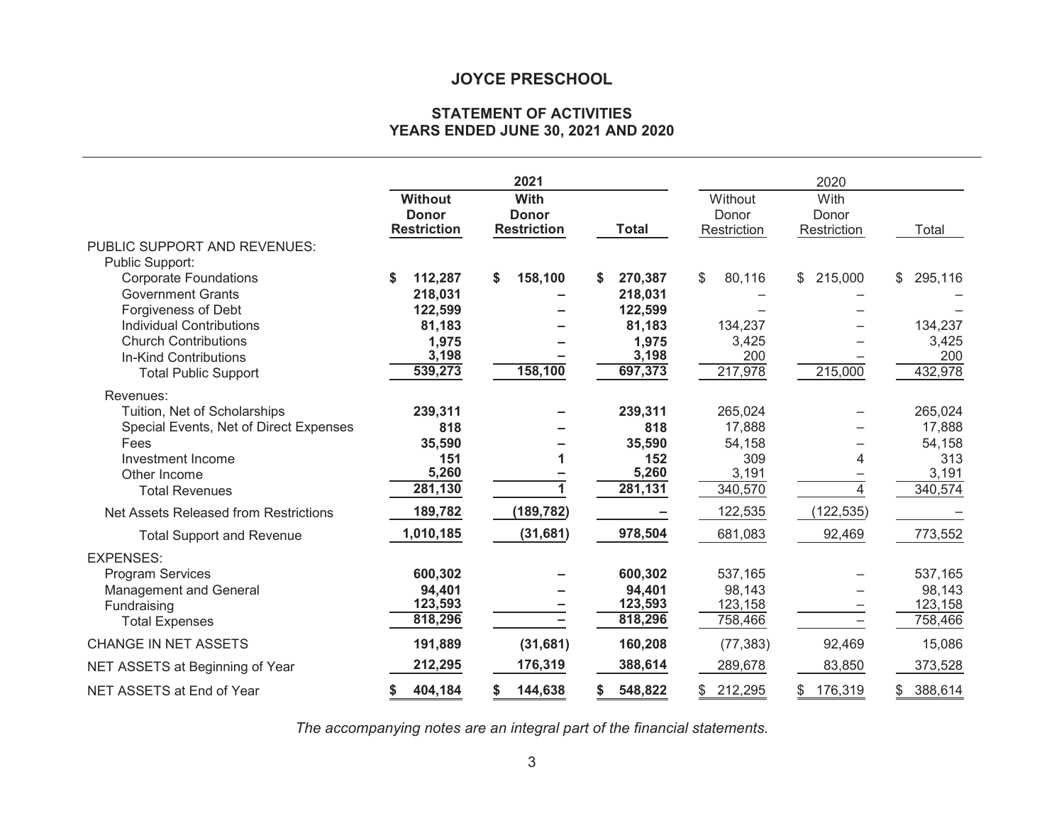# JOYCE PRESCHOOL

## STATEMENT OF ACTIVITIES
## YEARS ENDED JUNE 30, 2021 AND 2020

| | 2021 | | | 2020 | | |
|---|---|---|---|---|---|---|
| | **Without Donor Restriction** | **With Donor Restriction** | **Total** | Without Donor Restriction | With Donor Restriction | Total |
| PUBLIC SUPPORT AND REVENUES: | | | | | | |
| Public Support: | | | | | | |
| Corporate Foundations | **$ 112,287** | **$ 158,100** | **$ 270,387** | $ 80,116 | $ 215,000 | $ 295,116 |
| Government Grants | **218,031** | **–** | **218,031** | – | – | – |
| Forgiveness of Debt | **122,599** | **–** | **122,599** | – | – | – |
| Individual Contributions | **81,183** | **–** | **81,183** | 134,237 | – | 134,237 |
| Church Contributions | **1,975** | **–** | **1,975** | 3,425 | – | 3,425 |
| In-Kind Contributions | **3,198** | **–** | **3,198** | 200 | – | 200 |
| Total Public Support | **539,273** | **158,100** | **697,373** | 217,978 | 215,000 | 432,978 |
| Revenues: | | | | | | |
| Tuition, Net of Scholarships | **239,311** | **–** | **239,311** | 265,024 | – | 265,024 |
| Special Events, Net of Direct Expenses | **818** | **–** | **818** | 17,888 | – | 17,888 |
| Fees | **35,590** | **–** | **35,590** | 54,158 | – | 54,158 |
| Investment Income | **151** | **1** | **152** | 309 | 4 | 313 |
| Other Income | **5,260** | **–** | **5,260** | 3,191 | – | 3,191 |
| Total Revenues | **281,130** | **1** | **281,131** | 340,570 | 4 | 340,574 |
| Net Assets Released from Restrictions | **189,782** | **(189,782)** | **–** | 122,535 | (122,535) | – |
| Total Support and Revenue | **1,010,185** | **(31,681)** | **978,504** | 681,083 | 92,469 | 773,552 |
| EXPENSES: | | | | | | |
| Program Services | **600,302** | **–** | **600,302** | 537,165 | – | 537,165 |
| Management and General | **94,401** | **–** | **94,401** | 98,143 | – | 98,143 |
| Fundraising | **123,593** | **–** | **123,593** | 123,158 | – | 123,158 |
| Total Expenses | **818,296** | **–** | **818,296** | 758,466 | – | 758,466 |
| CHANGE IN NET ASSETS | **191,889** | **(31,681)** | **160,208** | (77,383) | 92,469 | 15,086 |
| NET ASSETS at Beginning of Year | **212,295** | **176,319** | **388,614** | 289,678 | 83,850 | 373,528 |
| NET ASSETS at End of Year | **$ 404,184** | **$ 144,638** | **$ 548,822** | $ 212,295 | $ 176,319 | $ 388,614 |

*The accompanying notes are an integral part of the financial statements.*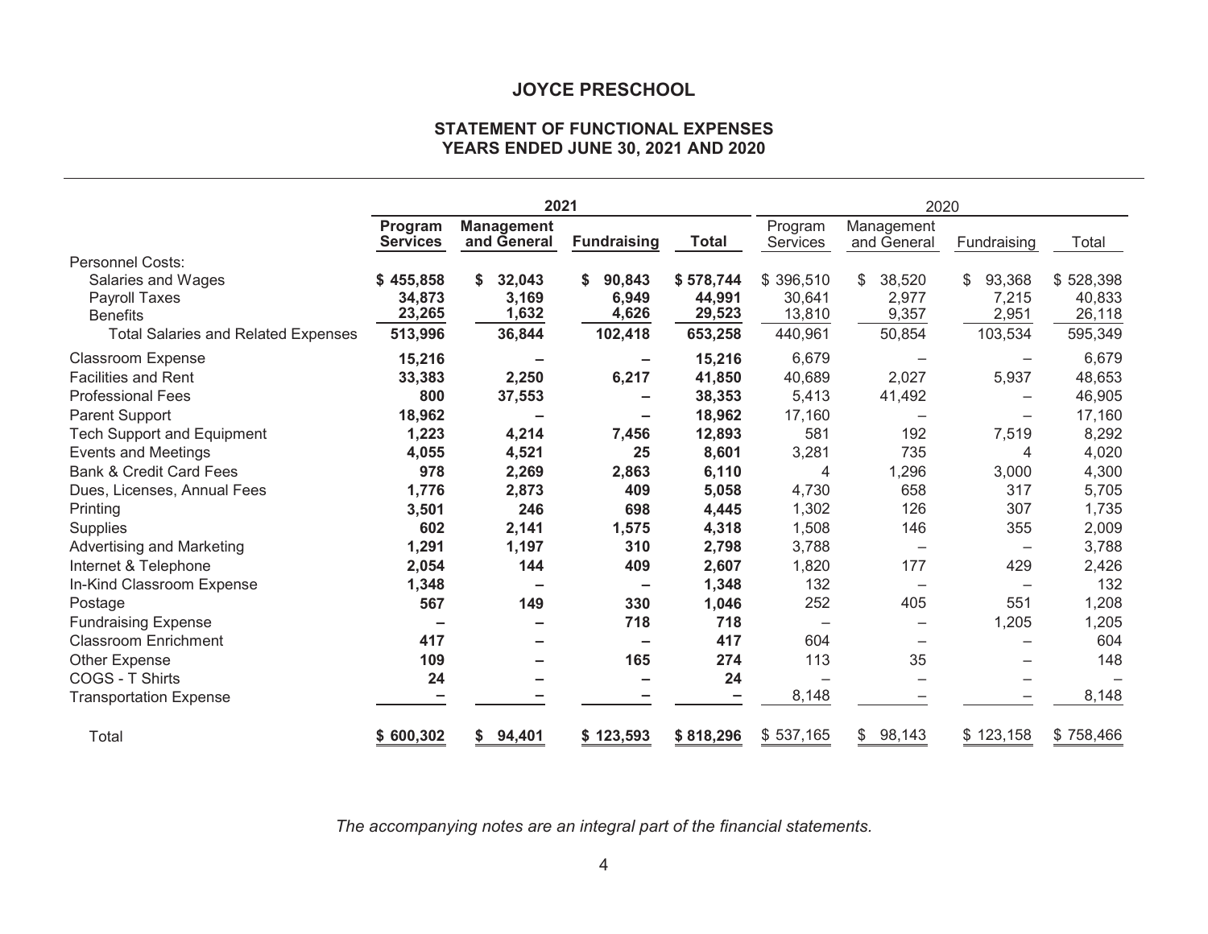# JOYCE PRESCHOOL

## STATEMENT OF FUNCTIONAL EXPENSES
## YEARS ENDED JUNE 30, 2021 AND 2020

| | 2021 | | | | 2020 | | | |
|---|---|---|---|---|---|---|---|---|
| | Program Services | Management and General | Fundraising | Total | Program Services | Management and General | Fundraising | Total |
| Personnel Costs: | | | | | | | | |
| Salaries and Wages | $ 455,858 | $ 32,043 | $ 90,843 | $ 578,744 | $ 396,510 | $ 38,520 | $ 93,368 | $ 528,398 |
| Payroll Taxes | 34,873 | 3,169 | 6,949 | 44,991 | 30,641 | 2,977 | 7,215 | 40,833 |
| Benefits | 23,265 | 1,632 | 4,626 | 29,523 | 13,810 | 9,357 | 2,951 | 26,118 |
| Total Salaries and Related Expenses | 513,996 | 36,844 | 102,418 | 653,258 | 440,961 | 50,854 | 103,534 | 595,349 |
| Classroom Expense | 15,216 | – | – | 15,216 | 6,679 | – | – | 6,679 |
| Facilities and Rent | 33,383 | 2,250 | 6,217 | 41,850 | 40,689 | 2,027 | 5,937 | 48,653 |
| Professional Fees | 800 | 37,553 | – | 38,353 | 5,413 | 41,492 | – | 46,905 |
| Parent Support | 18,962 | – | – | 18,962 | 17,160 | – | – | 17,160 |
| Tech Support and Equipment | 1,223 | 4,214 | 7,456 | 12,893 | 581 | 192 | 7,519 | 8,292 |
| Events and Meetings | 4,055 | 4,521 | 25 | 8,601 | 3,281 | 735 | 4 | 4,020 |
| Bank & Credit Card Fees | 978 | 2,269 | 2,863 | 6,110 | 4 | 1,296 | 3,000 | 4,300 |
| Dues, Licenses, Annual Fees | 1,776 | 2,873 | 409 | 5,058 | 4,730 | 658 | 317 | 5,705 |
| Printing | 3,501 | 246 | 698 | 4,445 | 1,302 | 126 | 307 | 1,735 |
| Supplies | 602 | 2,141 | 1,575 | 4,318 | 1,508 | 146 | 355 | 2,009 |
| Advertising and Marketing | 1,291 | 1,197 | 310 | 2,798 | 3,788 | – | – | 3,788 |
| Internet & Telephone | 2,054 | 144 | 409 | 2,607 | 1,820 | 177 | 429 | 2,426 |
| In-Kind Classroom Expense | 1,348 | – | – | 1,348 | 132 | – | – | 132 |
| Postage | 567 | 149 | 330 | 1,046 | 252 | 405 | 551 | 1,208 |
| Fundraising Expense | – | – | 718 | 718 | – | – | 1,205 | 1,205 |
| Classroom Enrichment | 417 | – | – | 417 | 604 | – | – | 604 |
| Other Expense | 109 | – | 165 | 274 | 113 | 35 | – | 148 |
| COGS - T Shirts | 24 | – | – | 24 | – | – | – | – |
| Transportation Expense | – | – | – | – | 8,148 | – | – | 8,148 |
| Total | $ 600,302 | $ 94,401 | $ 123,593 | $ 818,296 | $ 537,165 | $ 98,143 | $ 123,158 | $ 758,466 |

*The accompanying notes are an integral part of the financial statements.*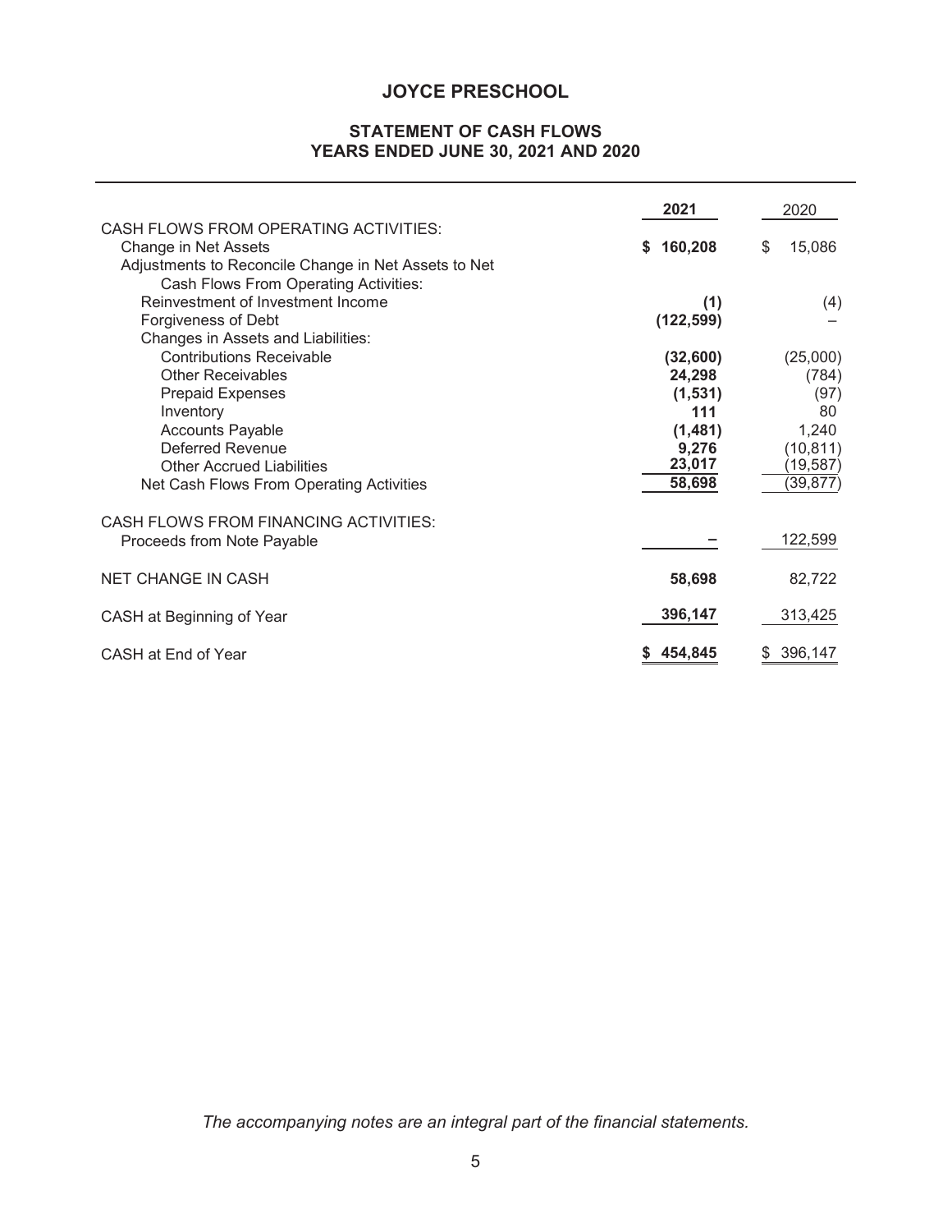# JOYCE PRESCHOOL

## STATEMENT OF CASH FLOWS
## YEARS ENDED JUNE 30, 2021 AND 2020

| | 2021 | 2020 |
|---|---|---|
| CASH FLOWS FROM OPERATING ACTIVITIES: | | |
| Change in Net Assets | $ 160,208 | $ 15,086 |
| Adjustments to Reconcile Change in Net Assets to Net Cash Flows From Operating Activities: | | |
| Reinvestment of Investment Income | (1) | (4) |
| Forgiveness of Debt | (122,599) | – |
| Changes in Assets and Liabilities: | | |
| Contributions Receivable | (32,600) | (25,000) |
| Other Receivables | 24,298 | (784) |
| Prepaid Expenses | (1,531) | (97) |
| Inventory | 111 | 80 |
| Accounts Payable | (1,481) | 1,240 |
| Deferred Revenue | 9,276 | (10,811) |
| Other Accrued Liabilities | 23,017 | (19,587) |
| Net Cash Flows From Operating Activities | 58,698 | (39,877) |
| | | |
| CASH FLOWS FROM FINANCING ACTIVITIES: | | |
| Proceeds from Note Payable | – | 122,599 |
| | | |
| NET CHANGE IN CASH | 58,698 | 82,722 |
| | | |
| CASH at Beginning of Year | 396,147 | 313,425 |
| | | |
| CASH at End of Year | $ 454,845 | $ 396,147 |

*The accompanying notes are an integral part of the financial statements.*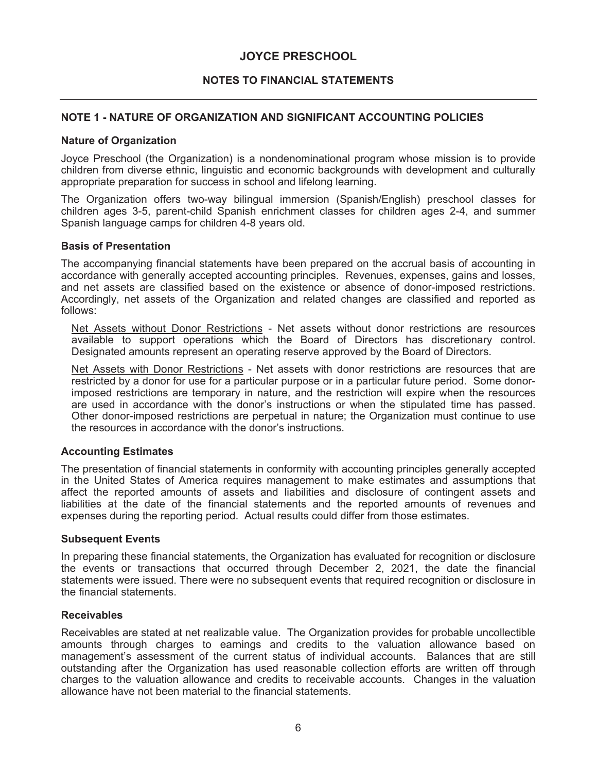# JOYCE PRESCHOOL

## NOTES TO FINANCIAL STATEMENTS

### NOTE 1 - NATURE OF ORGANIZATION AND SIGNIFICANT ACCOUNTING POLICIES

**Nature of Organization**

Joyce Preschool (the Organization) is a nondenominational program whose mission is to provide children from diverse ethnic, linguistic and economic backgrounds with development and culturally appropriate preparation for success in school and lifelong learning.

The Organization offers two-way bilingual immersion (Spanish/English) preschool classes for children ages 3-5, parent-child Spanish enrichment classes for children ages 2-4, and summer Spanish language camps for children 4-8 years old.

**Basis of Presentation**

The accompanying financial statements have been prepared on the accrual basis of accounting in accordance with generally accepted accounting principles. Revenues, expenses, gains and losses, and net assets are classified based on the existence or absence of donor-imposed restrictions. Accordingly, net assets of the Organization and related changes are classified and reported as follows:

Net Assets without Donor Restrictions - Net assets without donor restrictions are resources available to support operations which the Board of Directors has discretionary control. Designated amounts represent an operating reserve approved by the Board of Directors.

Net Assets with Donor Restrictions - Net assets with donor restrictions are resources that are restricted by a donor for use for a particular purpose or in a particular future period. Some donor-imposed restrictions are temporary in nature, and the restriction will expire when the resources are used in accordance with the donor's instructions or when the stipulated time has passed. Other donor-imposed restrictions are perpetual in nature; the Organization must continue to use the resources in accordance with the donor's instructions.

**Accounting Estimates**

The presentation of financial statements in conformity with accounting principles generally accepted in the United States of America requires management to make estimates and assumptions that affect the reported amounts of assets and liabilities and disclosure of contingent assets and liabilities at the date of the financial statements and the reported amounts of revenues and expenses during the reporting period. Actual results could differ from those estimates.

**Subsequent Events**

In preparing these financial statements, the Organization has evaluated for recognition or disclosure the events or transactions that occurred through December 2, 2021, the date the financial statements were issued. There were no subsequent events that required recognition or disclosure in the financial statements.

**Receivables**

Receivables are stated at net realizable value. The Organization provides for probable uncollectible amounts through charges to earnings and credits to the valuation allowance based on management's assessment of the current status of individual accounts. Balances that are still outstanding after the Organization has used reasonable collection efforts are written off through charges to the valuation allowance and credits to receivable accounts. Changes in the valuation allowance have not been material to the financial statements.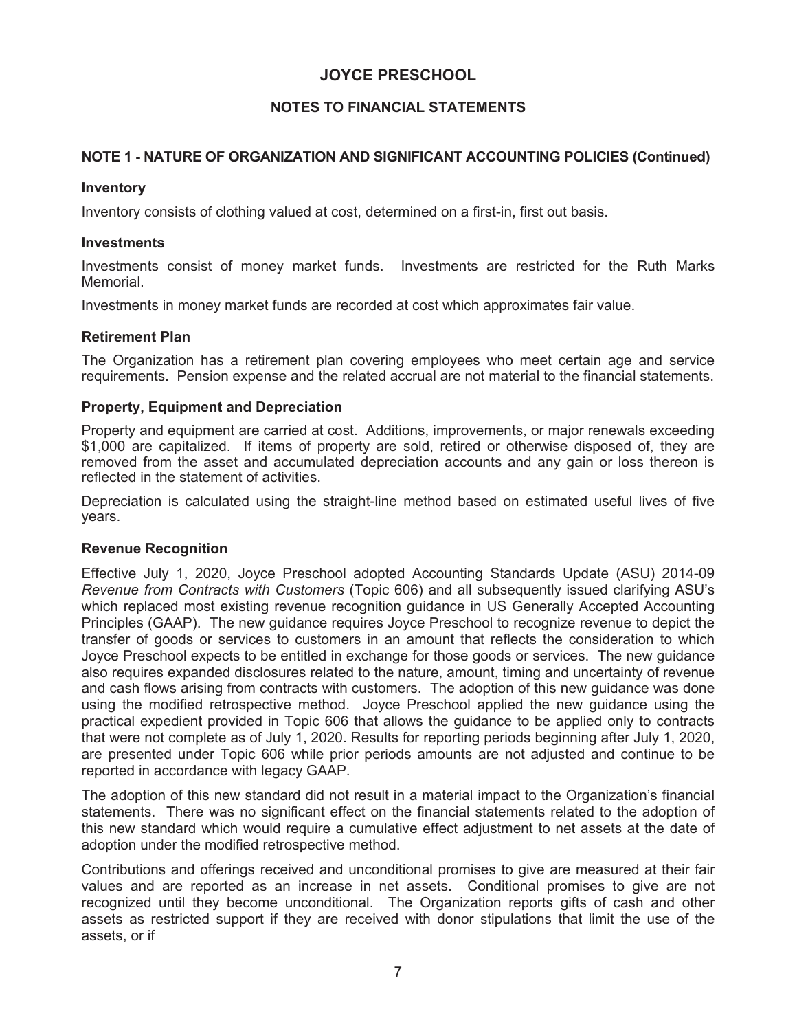# JOYCE PRESCHOOL

## NOTES TO FINANCIAL STATEMENTS

### NOTE 1 - NATURE OF ORGANIZATION AND SIGNIFICANT ACCOUNTING POLICIES (Continued)

**Inventory**

Inventory consists of clothing valued at cost, determined on a first-in, first out basis.

**Investments**

Investments consist of money market funds. Investments are restricted for the Ruth Marks Memorial.

Investments in money market funds are recorded at cost which approximates fair value.

**Retirement Plan**

The Organization has a retirement plan covering employees who meet certain age and service requirements. Pension expense and the related accrual are not material to the financial statements.

**Property, Equipment and Depreciation**

Property and equipment are carried at cost. Additions, improvements, or major renewals exceeding $1,000 are capitalized. If items of property are sold, retired or otherwise disposed of, they are removed from the asset and accumulated depreciation accounts and any gain or loss thereon is reflected in the statement of activities.

Depreciation is calculated using the straight-line method based on estimated useful lives of five years.

**Revenue Recognition**

Effective July 1, 2020, Joyce Preschool adopted Accounting Standards Update (ASU) 2014-09 *Revenue from Contracts with Customers* (Topic 606) and all subsequently issued clarifying ASU's which replaced most existing revenue recognition guidance in US Generally Accepted Accounting Principles (GAAP). The new guidance requires Joyce Preschool to recognize revenue to depict the transfer of goods or services to customers in an amount that reflects the consideration to which Joyce Preschool expects to be entitled in exchange for those goods or services. The new guidance also requires expanded disclosures related to the nature, amount, timing and uncertainty of revenue and cash flows arising from contracts with customers. The adoption of this new guidance was done using the modified retrospective method. Joyce Preschool applied the new guidance using the practical expedient provided in Topic 606 that allows the guidance to be applied only to contracts that were not complete as of July 1, 2020. Results for reporting periods beginning after July 1, 2020, are presented under Topic 606 while prior periods amounts are not adjusted and continue to be reported in accordance with legacy GAAP.

The adoption of this new standard did not result in a material impact to the Organization's financial statements. There was no significant effect on the financial statements related to the adoption of this new standard which would require a cumulative effect adjustment to net assets at the date of adoption under the modified retrospective method.

Contributions and offerings received and unconditional promises to give are measured at their fair values and are reported as an increase in net assets. Conditional promises to give are not recognized until they become unconditional. The Organization reports gifts of cash and other assets as restricted support if they are received with donor stipulations that limit the use of the assets, or if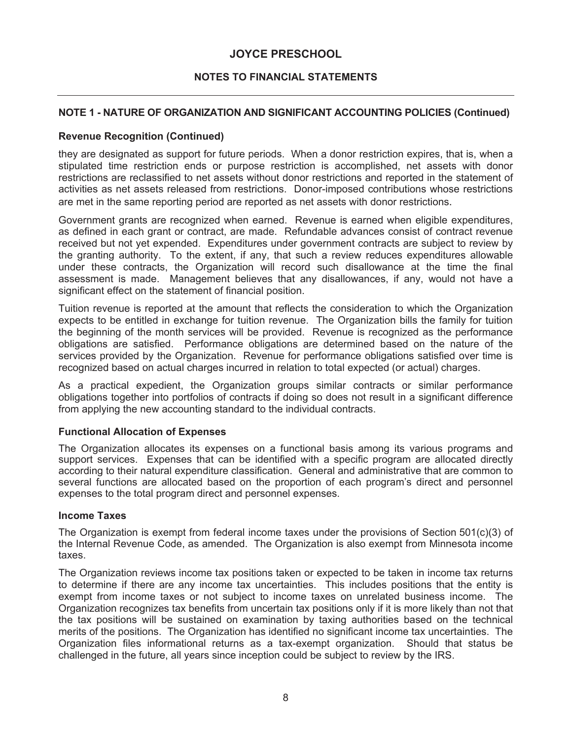# JOYCE PRESCHOOL

## NOTES TO FINANCIAL STATEMENTS

### NOTE 1 - NATURE OF ORGANIZATION AND SIGNIFICANT ACCOUNTING POLICIES (Continued)

**Revenue Recognition (Continued)**

they are designated as support for future periods. When a donor restriction expires, that is, when a stipulated time restriction ends or purpose restriction is accomplished, net assets with donor restrictions are reclassified to net assets without donor restrictions and reported in the statement of activities as net assets released from restrictions. Donor-imposed contributions whose restrictions are met in the same reporting period are reported as net assets with donor restrictions.

Government grants are recognized when earned. Revenue is earned when eligible expenditures, as defined in each grant or contract, are made. Refundable advances consist of contract revenue received but not yet expended. Expenditures under government contracts are subject to review by the granting authority. To the extent, if any, that such a review reduces expenditures allowable under these contracts, the Organization will record such disallowance at the time the final assessment is made. Management believes that any disallowances, if any, would not have a significant effect on the statement of financial position.

Tuition revenue is reported at the amount that reflects the consideration to which the Organization expects to be entitled in exchange for tuition revenue. The Organization bills the family for tuition the beginning of the month services will be provided. Revenue is recognized as the performance obligations are satisfied. Performance obligations are determined based on the nature of the services provided by the Organization. Revenue for performance obligations satisfied over time is recognized based on actual charges incurred in relation to total expected (or actual) charges.

As a practical expedient, the Organization groups similar contracts or similar performance obligations together into portfolios of contracts if doing so does not result in a significant difference from applying the new accounting standard to the individual contracts.

**Functional Allocation of Expenses**

The Organization allocates its expenses on a functional basis among its various programs and support services. Expenses that can be identified with a specific program are allocated directly according to their natural expenditure classification. General and administrative that are common to several functions are allocated based on the proportion of each program's direct and personnel expenses to the total program direct and personnel expenses.

**Income Taxes**

The Organization is exempt from federal income taxes under the provisions of Section 501(c)(3) of the Internal Revenue Code, as amended. The Organization is also exempt from Minnesota income taxes.

The Organization reviews income tax positions taken or expected to be taken in income tax returns to determine if there are any income tax uncertainties. This includes positions that the entity is exempt from income taxes or not subject to income taxes on unrelated business income. The Organization recognizes tax benefits from uncertain tax positions only if it is more likely than not that the tax positions will be sustained on examination by taxing authorities based on the technical merits of the positions. The Organization has identified no significant income tax uncertainties. The Organization files informational returns as a tax-exempt organization. Should that status be challenged in the future, all years since inception could be subject to review by the IRS.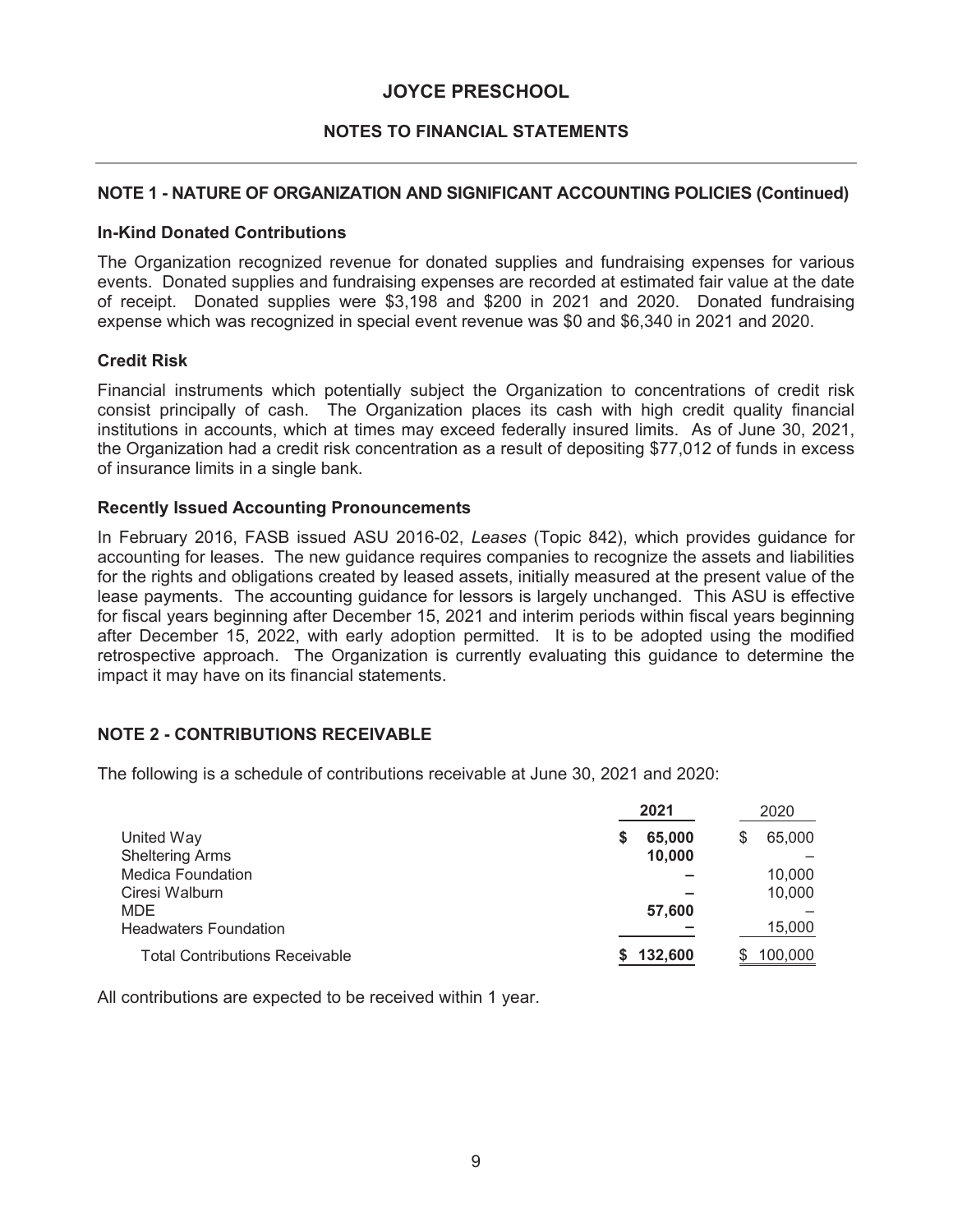# JOYCE PRESCHOOL

## NOTES TO FINANCIAL STATEMENTS

### NOTE 1 - NATURE OF ORGANIZATION AND SIGNIFICANT ACCOUNTING POLICIES (Continued)

#### In-Kind Donated Contributions

The Organization recognized revenue for donated supplies and fundraising expenses for various events. Donated supplies and fundraising expenses are recorded at estimated fair value at the date of receipt. Donated supplies were $3,198 and $200 in 2021 and 2020. Donated fundraising expense which was recognized in special event revenue was $0 and $6,340 in 2021 and 2020.

#### Credit Risk

Financial instruments which potentially subject the Organization to concentrations of credit risk consist principally of cash. The Organization places its cash with high credit quality financial institutions in accounts, which at times may exceed federally insured limits. As of June 30, 2021, the Organization had a credit risk concentration as a result of depositing $77,012 of funds in excess of insurance limits in a single bank.

#### Recently Issued Accounting Pronouncements

In February 2016, FASB issued ASU 2016-02, *Leases* (Topic 842), which provides guidance for accounting for leases. The new guidance requires companies to recognize the assets and liabilities for the rights and obligations created by leased assets, initially measured at the present value of the lease payments. The accounting guidance for lessors is largely unchanged. This ASU is effective for fiscal years beginning after December 15, 2021 and interim periods within fiscal years beginning after December 15, 2022, with early adoption permitted. It is to be adopted using the modified retrospective approach. The Organization is currently evaluating this guidance to determine the impact it may have on its financial statements.

### NOTE 2 - CONTRIBUTIONS RECEIVABLE

The following is a schedule of contributions receivable at June 30, 2021 and 2020:

| | **2021** | 2020 |
|---|---|---|
| United Way | **$ 65,000** | $ 65,000 |
| Sheltering Arms | **10,000** | – |
| Medica Foundation | **–** | 10,000 |
| Ciresi Walburn | **–** | 10,000 |
| MDE | **57,600** | – |
| Headwaters Foundation | **–** | 15,000 |
| Total Contributions Receivable | **$ 132,600** | $ 100,000 |

All contributions are expected to be received within 1 year.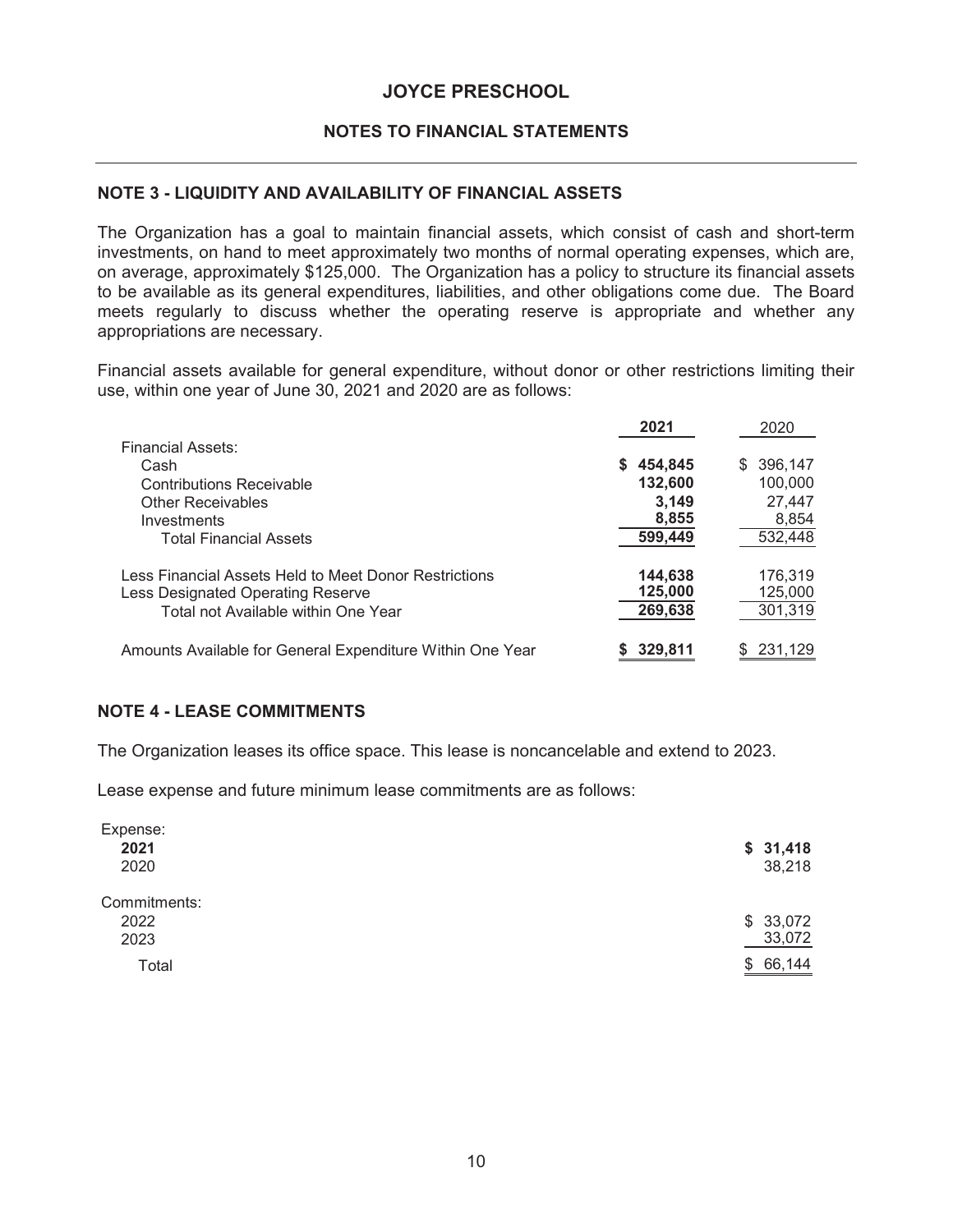# JOYCE PRESCHOOL

## NOTES TO FINANCIAL STATEMENTS

### NOTE 3 - LIQUIDITY AND AVAILABILITY OF FINANCIAL ASSETS

The Organization has a goal to maintain financial assets, which consist of cash and short-term investments, on hand to meet approximately two months of normal operating expenses, which are, on average, approximately $125,000. The Organization has a policy to structure its financial assets to be available as its general expenditures, liabilities, and other obligations come due. The Board meets regularly to discuss whether the operating reserve is appropriate and whether any appropriations are necessary.

Financial assets available for general expenditure, without donor or other restrictions limiting their use, within one year of June 30, 2021 and 2020 are as follows:

| | **2021** | 2020 |
|---|---|---|
| Financial Assets: | | |
| Cash | **$ 454,845** | $ 396,147 |
| Contributions Receivable | **132,600** | 100,000 |
| Other Receivables | **3,149** | 27,447 |
| Investments | **8,855** | 8,854 |
| Total Financial Assets | **599,449** | 532,448 |
| Less Financial Assets Held to Meet Donor Restrictions | **144,638** | 176,319 |
| Less Designated Operating Reserve | **125,000** | 125,000 |
| Total not Available within One Year | **269,638** | 301,319 |
| Amounts Available for General Expenditure Within One Year | **$ 329,811** | $ 231,129 |

### NOTE 4 - LEASE COMMITMENTS

The Organization leases its office space. This lease is noncancelable and extend to 2023.

Lease expense and future minimum lease commitments are as follows:

| | |
|---|---|
| Expense: | |
| **2021** | **$ 31,418** |
| 2020 | 38,218 |
| Commitments: | |
| 2022 | $ 33,072 |
| 2023 | 33,072 |
| Total | $ 66,144 |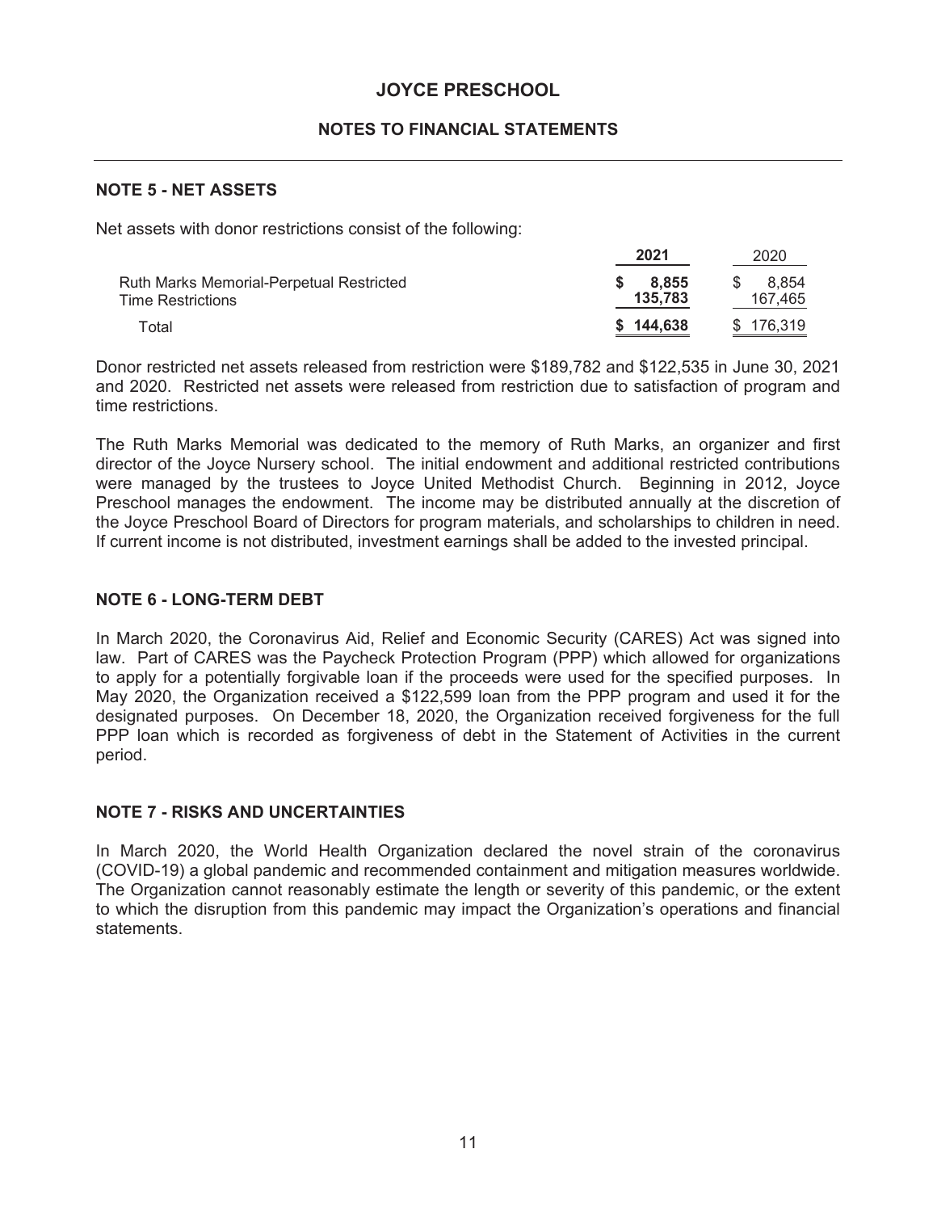# JOYCE PRESCHOOL

## NOTES TO FINANCIAL STATEMENTS

### NOTE 5 - NET ASSETS

Net assets with donor restrictions consist of the following:

| | 2021 | 2020 |
|---|---|---|
| Ruth Marks Memorial-Perpetual Restricted | **$ 8,855** | $ 8,854 |
| Time Restrictions | **135,783** | 167,465 |
| Total | **$ 144,638** | $ 176,319 |

Donor restricted net assets released from restriction were $189,782 and $122,535 in June 30, 2021 and 2020. Restricted net assets were released from restriction due to satisfaction of program and time restrictions.

The Ruth Marks Memorial was dedicated to the memory of Ruth Marks, an organizer and first director of the Joyce Nursery school. The initial endowment and additional restricted contributions were managed by the trustees to Joyce United Methodist Church. Beginning in 2012, Joyce Preschool manages the endowment. The income may be distributed annually at the discretion of the Joyce Preschool Board of Directors for program materials, and scholarships to children in need. If current income is not distributed, investment earnings shall be added to the invested principal.

### NOTE 6 - LONG-TERM DEBT

In March 2020, the Coronavirus Aid, Relief and Economic Security (CARES) Act was signed into law. Part of CARES was the Paycheck Protection Program (PPP) which allowed for organizations to apply for a potentially forgivable loan if the proceeds were used for the specified purposes. In May 2020, the Organization received a $122,599 loan from the PPP program and used it for the designated purposes. On December 18, 2020, the Organization received forgiveness for the full PPP loan which is recorded as forgiveness of debt in the Statement of Activities in the current period.

### NOTE 7 - RISKS AND UNCERTAINTIES

In March 2020, the World Health Organization declared the novel strain of the coronavirus (COVID-19) a global pandemic and recommended containment and mitigation measures worldwide. The Organization cannot reasonably estimate the length or severity of this pandemic, or the extent to which the disruption from this pandemic may impact the Organization's operations and financial statements.